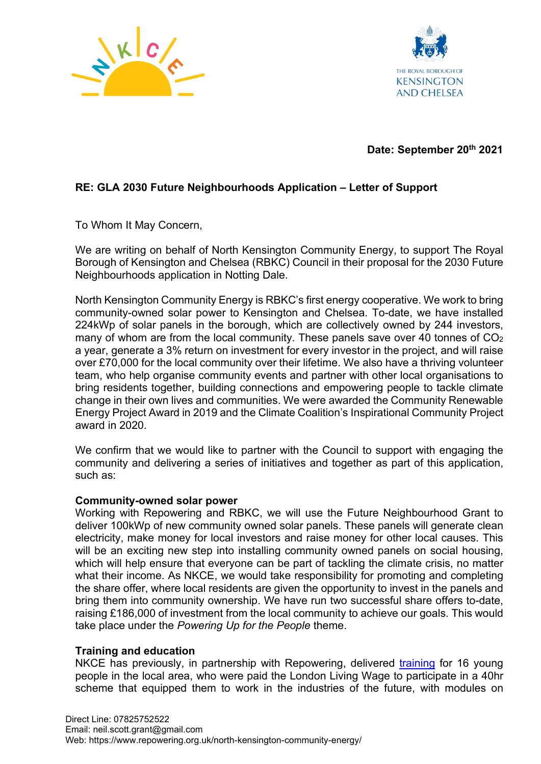Date: September 20th 2021

**RE: GLA 2030 Future Neighbourhoods Application – Letter of Support**

To Whom It May Concern,

We are writing on behalf of North Kensington Community Energy, to support The Royal Borough of Kensington and Chelsea (RBKC) Council in their proposal for the 2030 Future Neighbourhoods application in Notting Dale.

North Kensington Community Energy is RBKC's first energy cooperative. We work to bring community-owned solar power to Kensington and Chelsea. To-date, we have installed 224kWp of solar panels in the borough, which are collectively owned by 244 investors, many of whom are from the local community. These panels save over 40 tonnes of $CO_2$ a year, generate a 3% return on investment for every investor in the project, and will raise over £70,000 for the local community over their lifetime. We also have a thriving volunteer team, who help organise community events and partner with other local organisations to bring residents together, building connections and empowering people to tackle climate change in their own lives and communities. We were awarded the Community Renewable Energy Project Award in 2019 and the Climate Coalition's Inspirational Community Project award in 2020.

We confirm that we would like to partner with the Council to support with engaging the community and delivering a series of initiatives and together as part of this application, such as:

**Community-owned solar power**

Working with Repowering and RBKC, we will use the Future Neighbourhood Grant to deliver 100kWp of new community owned solar panels. These panels will generate clean electricity, make money for local investors and raise money for other local causes. This will be an exciting new step into installing community owned panels on social housing, which will help ensure that everyone can be part of tackling the climate crisis, no matter what their income. As NKCE, we would take responsibility for promoting and completing the share offer, where local residents are given the opportunity to invest in the panels and bring them into community ownership. We have run two successful share offers to-date, raising £186,000 of investment from the local community to achieve our goals. This would take place under the *Powering Up for the People* theme.

**Training and education**

NKCE has previously, in partnership with Repowering, delivered training for 16 young people in the local area, who were paid the London Living Wage to participate in a 40hr scheme that equipped them to work in the industries of the future, with modules on

Direct Line: 07825752522
Email: neil.scott.grant@gmail.com
Web: https://www.repowering.org.uk/north-kensington-community-energy/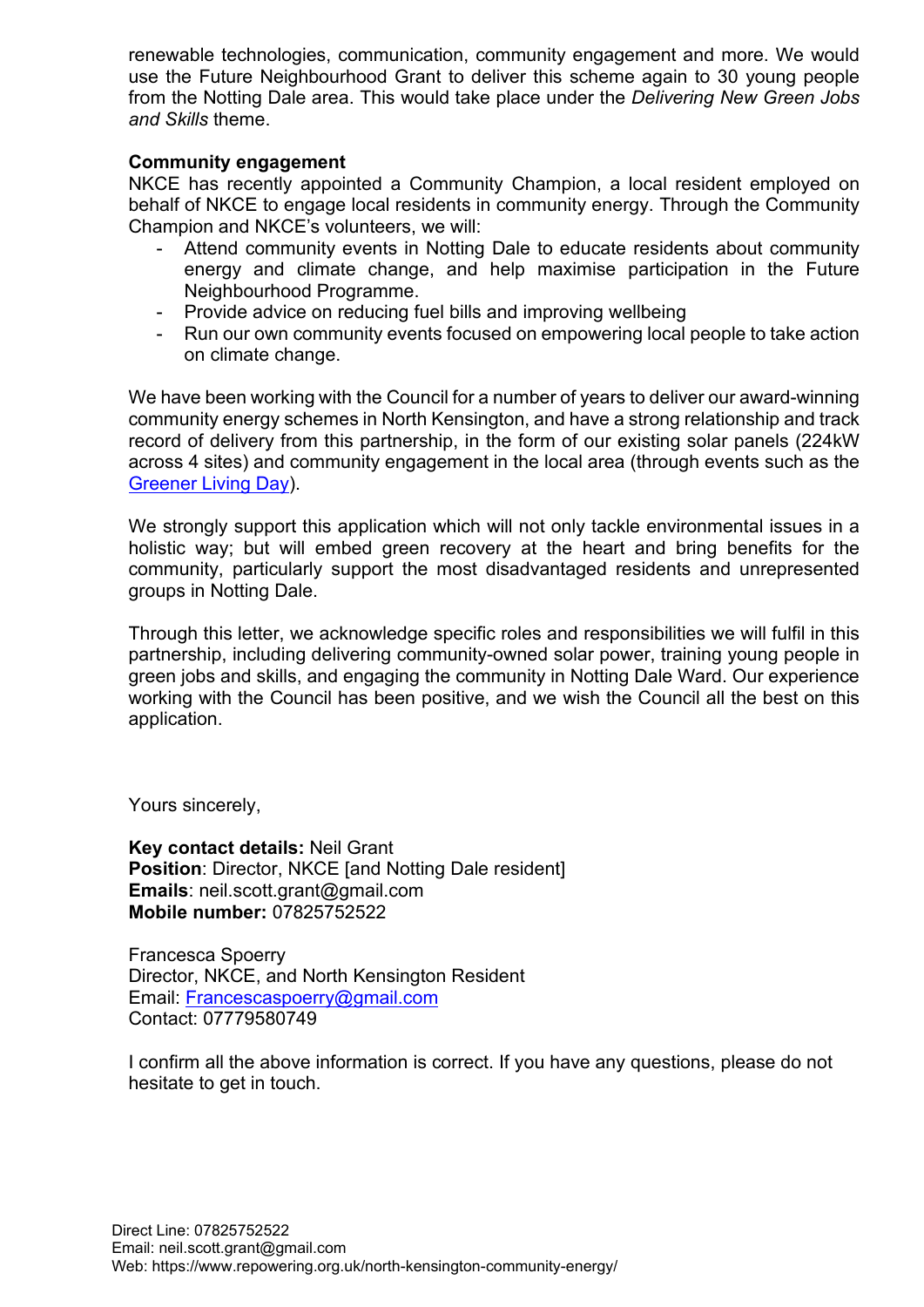renewable technologies, communication, community engagement and more. We would use the Future Neighbourhood Grant to deliver this scheme again to 30 young people from the Notting Dale area. This would take place under the *Delivering New Green Jobs and Skills* theme.

**Community engagement**

NKCE has recently appointed a Community Champion, a local resident employed on behalf of NKCE to engage local residents in community energy. Through the Community Champion and NKCE's volunteers, we will:

- Attend community events in Notting Dale to educate residents about community energy and climate change, and help maximise participation in the Future Neighbourhood Programme.
- Provide advice on reducing fuel bills and improving wellbeing
- Run our own community events focused on empowering local people to take action on climate change.

We have been working with the Council for a number of years to deliver our award-winning community energy schemes in North Kensington, and have a strong relationship and track record of delivery from this partnership, in the form of our existing solar panels (224kW across 4 sites) and community engagement in the local area (through events such as the Greener Living Day).

We strongly support this application which will not only tackle environmental issues in a holistic way; but will embed green recovery at the heart and bring benefits for the community, particularly support the most disadvantaged residents and unrepresented groups in Notting Dale.

Through this letter, we acknowledge specific roles and responsibilities we will fulfil in this partnership, including delivering community-owned solar power, training young people in green jobs and skills, and engaging the community in Notting Dale Ward. Our experience working with the Council has been positive, and we wish the Council all the best on this application.

Yours sincerely,

**Key contact details:** Neil Grant
**Position**: Director, NKCE [and Notting Dale resident]
**Emails**: neil.scott.grant@gmail.com
**Mobile number:** 07825752522

Francesca Spoerry
Director, NKCE, and North Kensington Resident
Email: Francescaspoerry@gmail.com
Contact: 07779580749

I confirm all the above information is correct. If you have any questions, please do not hesitate to get in touch.

Direct Line: 07825752522
Email: neil.scott.grant@gmail.com
Web: https://www.repowering.org.uk/north-kensington-community-energy/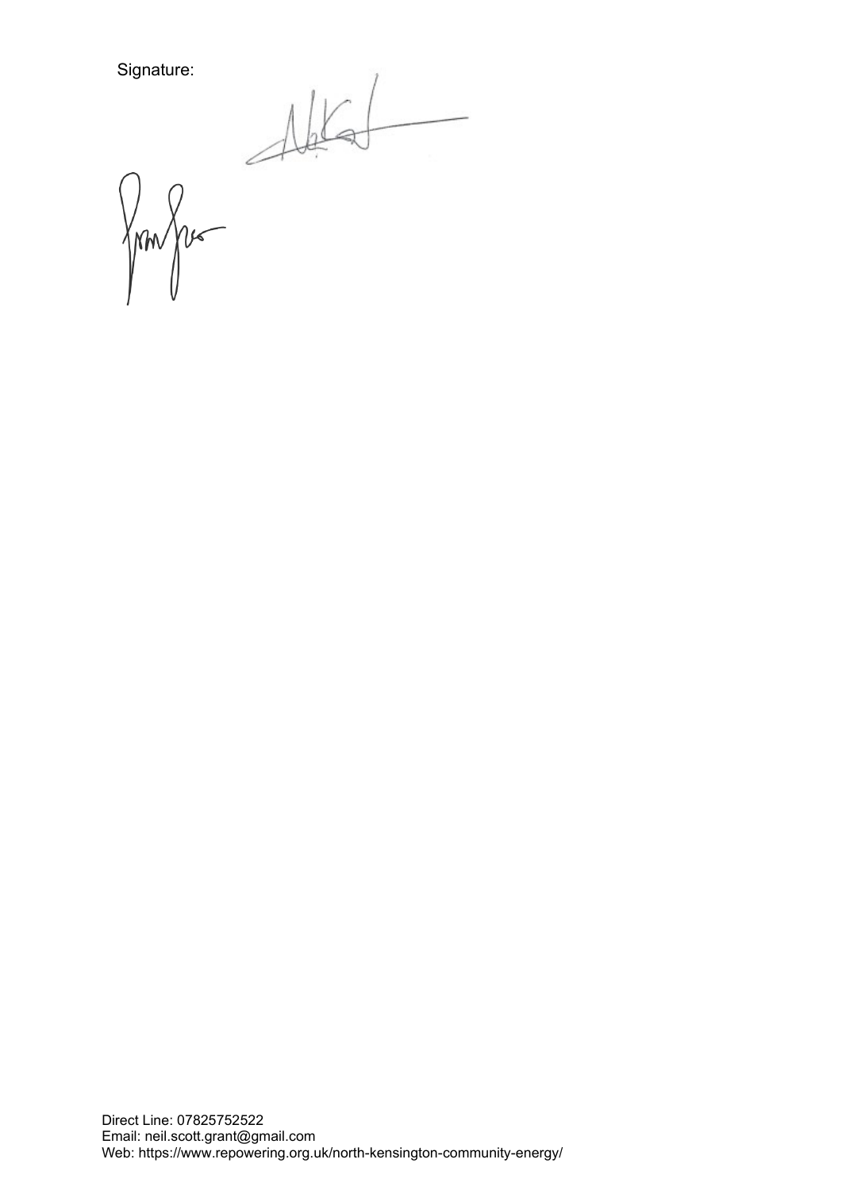Signature:

Direct Line: 07825752522
Email: neil.scott.grant@gmail.com
Web: https://www.repowering.org.uk/north-kensington-community-energy/